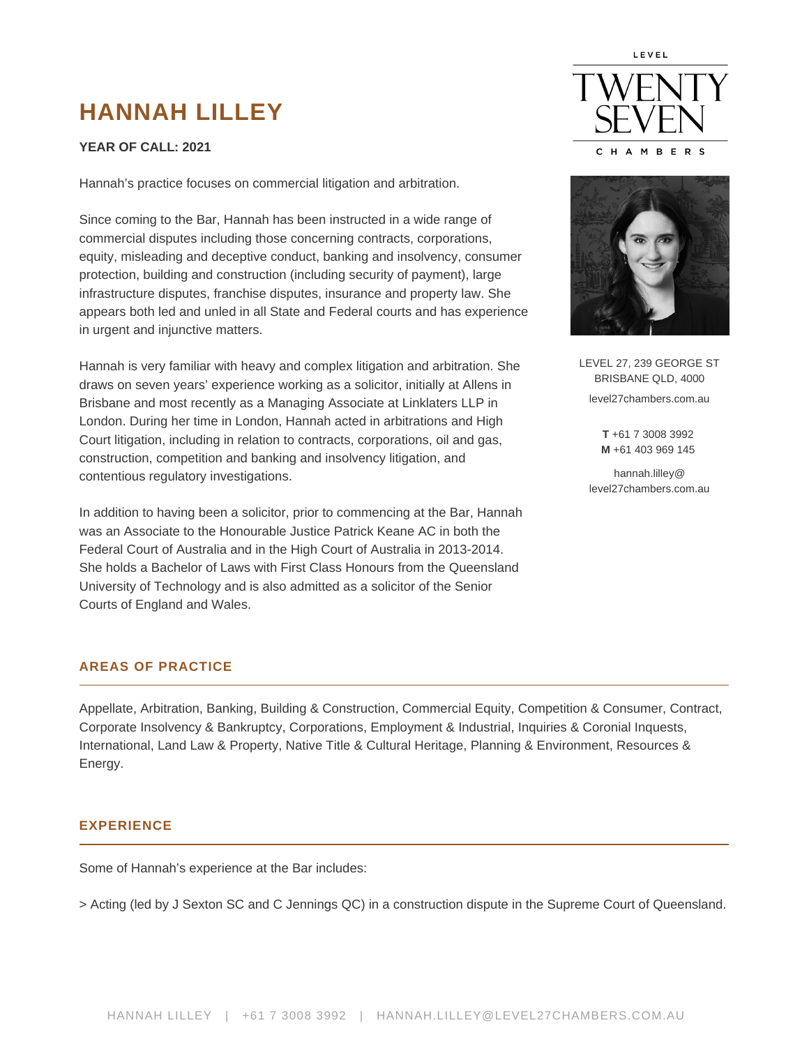# HANNAH LILLEY

**YEAR OF CALL: 2021**

Hannah's practice focuses on commercial litigation and arbitration.

Since coming to the Bar, Hannah has been instructed in a wide range of commercial disputes including those concerning contracts, corporations, equity, misleading and deceptive conduct, banking and insolvency, consumer protection, building and construction (including security of payment), large infrastructure disputes, franchise disputes, insurance and property law. She appears both led and unled in all State and Federal courts and has experience in urgent and injunctive matters.

Hannah is very familiar with heavy and complex litigation and arbitration. She draws on seven years' experience working as a solicitor, initially at Allens in Brisbane and most recently as a Managing Associate at Linklaters LLP in London. During her time in London, Hannah acted in arbitrations and High Court litigation, including in relation to contracts, corporations, oil and gas, construction, competition and banking and insolvency litigation, and contentious regulatory investigations.

In addition to having been a solicitor, prior to commencing at the Bar, Hannah was an Associate to the Honourable Justice Patrick Keane AC in both the Federal Court of Australia and in the High Court of Australia in 2013-2014. She holds a Bachelor of Laws with First Class Honours from the Queensland University of Technology and is also admitted as a solicitor of the Senior Courts of England and Wales.

LEVEL TWENTY SEVEN CHAMBERS

LEVEL 27, 239 GEORGE ST
BRISBANE QLD, 4000
level27chambers.com.au

**T** +61 7 3008 3992
**M** +61 403 969 145

hannah.lilley@level27chambers.com.au

## AREAS OF PRACTICE

Appellate, Arbitration, Banking, Building & Construction, Commercial Equity, Competition & Consumer, Contract, Corporate Insolvency & Bankruptcy, Corporations, Employment & Industrial, Inquiries & Coronial Inquests, International, Land Law & Property, Native Title & Cultural Heritage, Planning & Environment, Resources & Energy.

## EXPERIENCE

Some of Hannah's experience at the Bar includes:

> Acting (led by J Sexton SC and C Jennings QC) in a construction dispute in the Supreme Court of Queensland.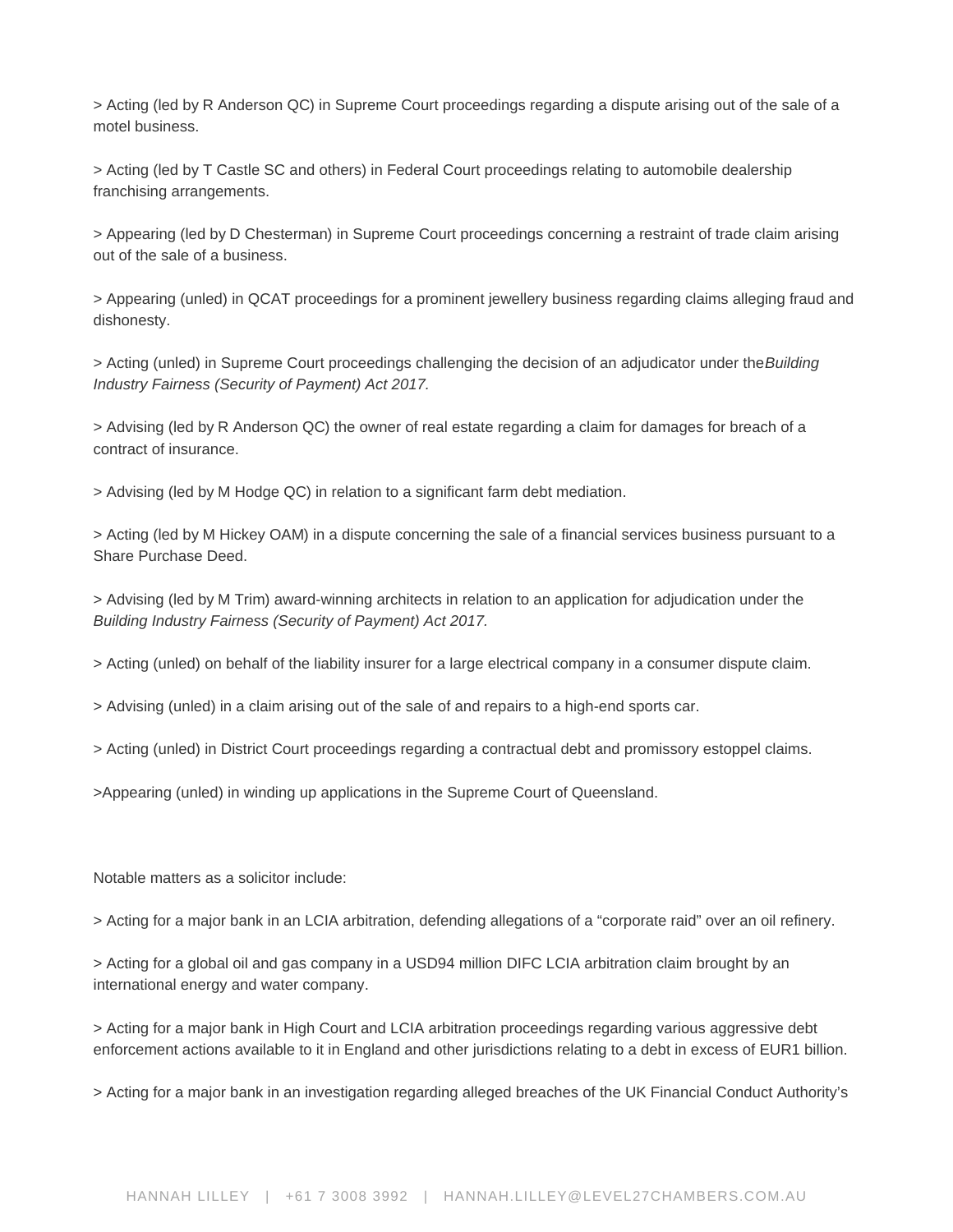> Acting (led by R Anderson QC) in Supreme Court proceedings regarding a dispute arising out of the sale of a motel business.

> Acting (led by T Castle SC and others) in Federal Court proceedings relating to automobile dealership franchising arrangements.

> Appearing (led by D Chesterman) in Supreme Court proceedings concerning a restraint of trade claim arising out of the sale of a business.

> Appearing (unled) in QCAT proceedings for a prominent jewellery business regarding claims alleging fraud and dishonesty.

> Acting (unled) in Supreme Court proceedings challenging the decision of an adjudicator under the *Building Industry Fairness (Security of Payment) Act 2017.*

> Advising (led by R Anderson QC) the owner of real estate regarding a claim for damages for breach of a contract of insurance.

> Advising (led by M Hodge QC) in relation to a significant farm debt mediation.

> Acting (led by M Hickey OAM) in a dispute concerning the sale of a financial services business pursuant to a Share Purchase Deed.

> Advising (led by M Trim) award-winning architects in relation to an application for adjudication under the *Building Industry Fairness (Security of Payment) Act 2017.*

> Acting (unled) on behalf of the liability insurer for a large electrical company in a consumer dispute claim.

> Advising (unled) in a claim arising out of the sale of and repairs to a high-end sports car.

> Acting (unled) in District Court proceedings regarding a contractual debt and promissory estoppel claims.

>Appearing (unled) in winding up applications in the Supreme Court of Queensland.

Notable matters as a solicitor include:

> Acting for a major bank in an LCIA arbitration, defending allegations of a "corporate raid" over an oil refinery.

> Acting for a global oil and gas company in a USD94 million DIFC LCIA arbitration claim brought by an international energy and water company.

> Acting for a major bank in High Court and LCIA arbitration proceedings regarding various aggressive debt enforcement actions available to it in England and other jurisdictions relating to a debt in excess of EUR1 billion.

> Acting for a major bank in an investigation regarding alleged breaches of the UK Financial Conduct Authority's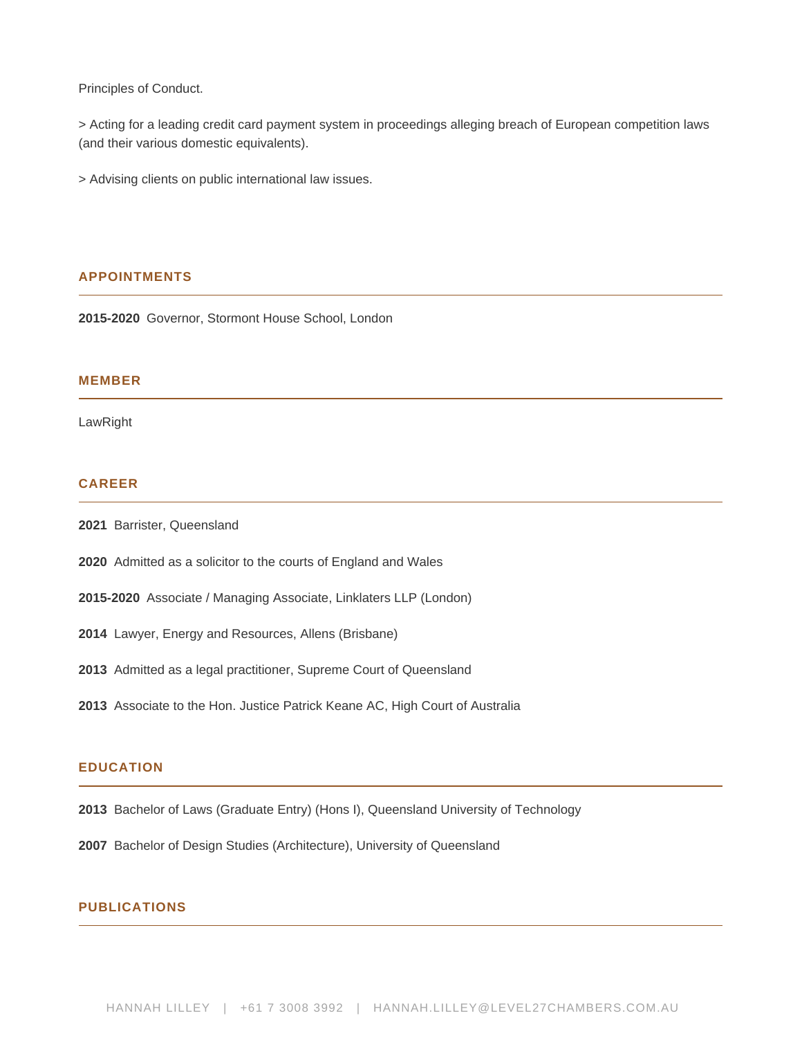Principles of Conduct.

> Acting for a leading credit card payment system in proceedings alleging breach of European competition laws (and their various domestic equivalents).

> Advising clients on public international law issues.

## APPOINTMENTS

**2015-2020** Governor, Stormont House School, London

## MEMBER

LawRight

## CAREER

**2021** Barrister, Queensland

**2020** Admitted as a solicitor to the courts of England and Wales

**2015-2020** Associate / Managing Associate, Linklaters LLP (London)

**2014** Lawyer, Energy and Resources, Allens (Brisbane)

**2013** Admitted as a legal practitioner, Supreme Court of Queensland

**2013** Associate to the Hon. Justice Patrick Keane AC, High Court of Australia

## EDUCATION

**2013** Bachelor of Laws (Graduate Entry) (Hons I), Queensland University of Technology

**2007** Bachelor of Design Studies (Architecture), University of Queensland

## PUBLICATIONS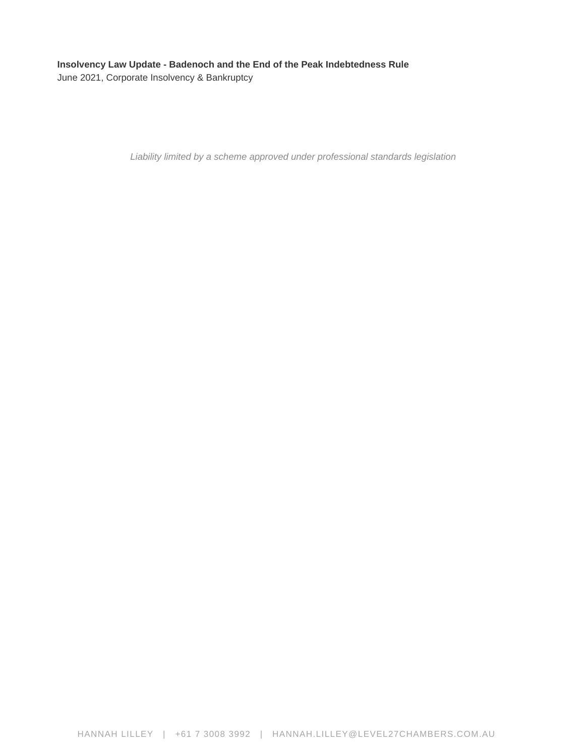**Insolvency Law Update - Badenoch and the End of the Peak Indebtedness Rule**
June 2021, Corporate Insolvency & Bankruptcy

*Liability limited by a scheme approved under professional standards legislation*